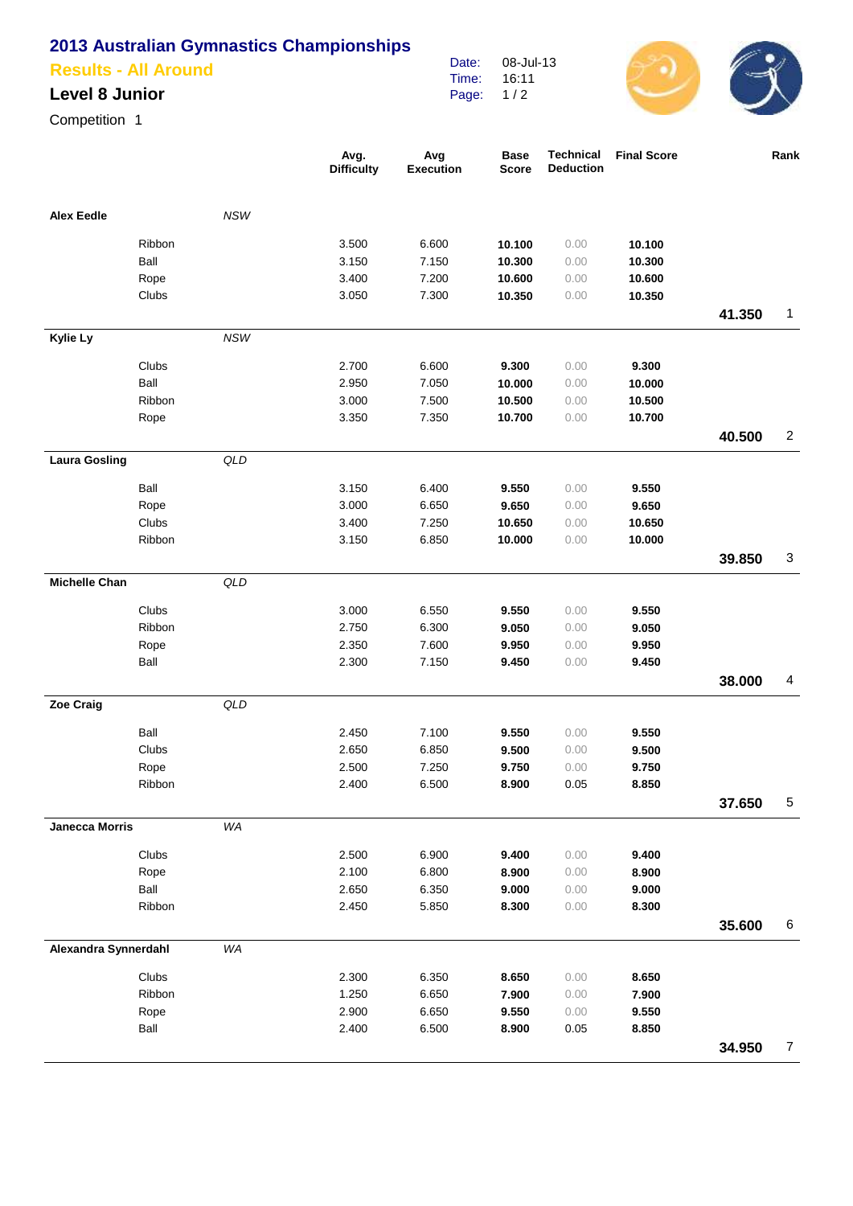# 2013 Australian Gymnastics Championships

## Results - All Around

### Level 8 Junior

Competition 1

Date: 08-Jul-13
Time: 16:11

| Name | Apparatus | State | Avg. Difficulty | Avg Execution | Base Score | Technical Deduction | Final Score | Total | Rank |
|---|---|---|---|---|---|---|---|---|---|
| **Alex Eedle** | | *NSW* | | | | | | | |
| | Ribbon | | 3.500 | 6.600 | **10.100** | 0.00 | **10.100** | | |
| | Ball | | 3.150 | 7.150 | **10.300** | 0.00 | **10.300** | | |
| | Rope | | 3.400 | 7.200 | **10.600** | 0.00 | **10.600** | | |
| | Clubs | | 3.050 | 7.300 | **10.350** | 0.00 | **10.350** | | |
| | | | | | | | | **41.350** | 1 |
| **Kylie Ly** | | *NSW* | | | | | | | |
| | Clubs | | 2.700 | 6.600 | **9.300** | 0.00 | **9.300** | | |
| | Ball | | 2.950 | 7.050 | **10.000** | 0.00 | **10.000** | | |
| | Ribbon | | 3.000 | 7.500 | **10.500** | 0.00 | **10.500** | | |
| | Rope | | 3.350 | 7.350 | **10.700** | 0.00 | **10.700** | | |
| | | | | | | | | **40.500** | 2 |
| **Laura Gosling** | | *QLD* | | | | | | | |
| | Ball | | 3.150 | 6.400 | **9.550** | 0.00 | **9.550** | | |
| | Rope | | 3.000 | 6.650 | **9.650** | 0.00 | **9.650** | | |
| | Clubs | | 3.400 | 7.250 | **10.650** | 0.00 | **10.650** | | |
| | Ribbon | | 3.150 | 6.850 | **10.000** | 0.00 | **10.000** | | |
| | | | | | | | | **39.850** | 3 |
| **Michelle Chan** | | *QLD* | | | | | | | |
| | Clubs | | 3.000 | 6.550 | **9.550** | 0.00 | **9.550** | | |
| | Ribbon | | 2.750 | 6.300 | **9.050** | 0.00 | **9.050** | | |
| | Rope | | 2.350 | 7.600 | **9.950** | 0.00 | **9.950** | | |
| | Ball | | 2.300 | 7.150 | **9.450** | 0.00 | **9.450** | | |
| | | | | | | | | **38.000** | 4 |
| **Zoe Craig** | | *QLD* | | | | | | | |
| | Ball | | 2.450 | 7.100 | **9.550** | 0.00 | **9.550** | | |
| | Clubs | | 2.650 | 6.850 | **9.500** | 0.00 | **9.500** | | |
| | Rope | | 2.500 | 7.250 | **9.750** | 0.00 | **9.750** | | |
| | Ribbon | | 2.400 | 6.500 | **8.900** | 0.05 | **8.850** | | |
| | | | | | | | | **37.650** | 5 |
| **Janecca Morris** | | *WA* | | | | | | | |
| | Clubs | | 2.500 | 6.900 | **9.400** | 0.00 | **9.400** | | |
| | Rope | | 2.100 | 6.800 | **8.900** | 0.00 | **8.900** | | |
| | Ball | | 2.650 | 6.350 | **9.000** | 0.00 | **9.000** | | |
| | Ribbon | | 2.450 | 5.850 | **8.300** | 0.00 | **8.300** | | |
| | | | | | | | | **35.600** | 6 |
| **Alexandra Synnerdahl** | | *WA* | | | | | | | |
| | Clubs | | 2.300 | 6.350 | **8.650** | 0.00 | **8.650** | | |
| | Ribbon | | 1.250 | 6.650 | **7.900** | 0.00 | **7.900** | | |
| | Rope | | 2.900 | 6.650 | **9.550** | 0.00 | **9.550** | | |
| | Ball | | 2.400 | 6.500 | **8.900** | 0.05 | **8.850** | | |
| | | | | | | | | **34.950** | 7 |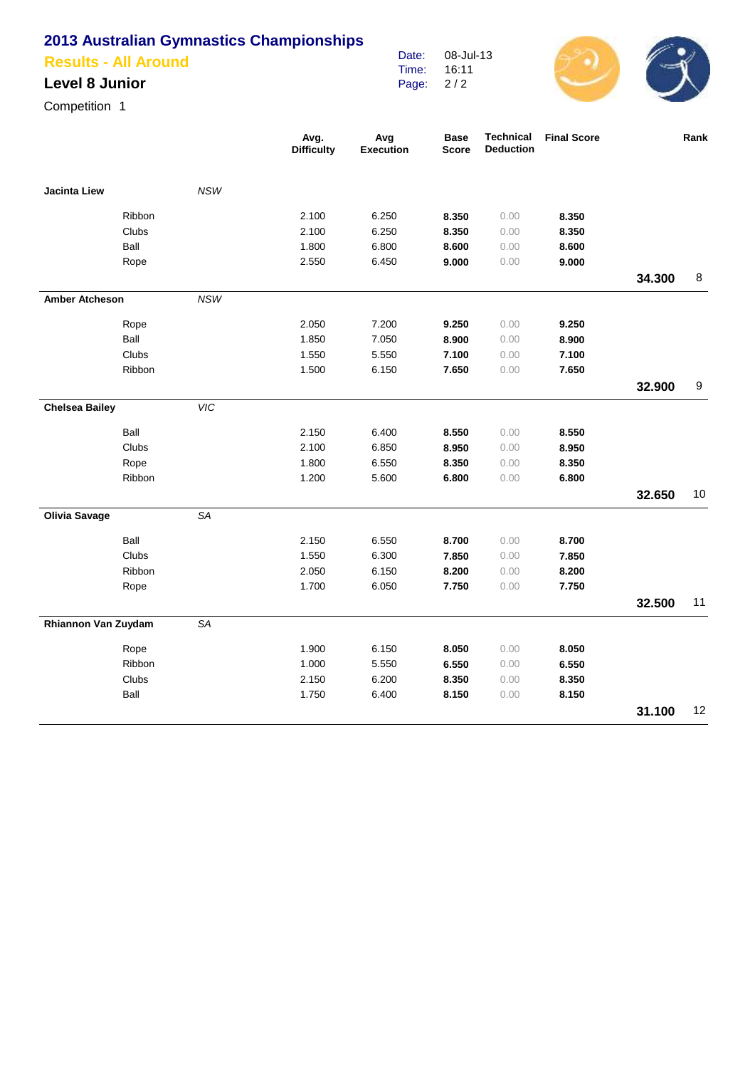# 2013 Australian Gymnastics Championships

## Results - All Around

### Level 8 Junior

Competition 1

Date: 08-Jul-13
Time: 16:11

| | | | Avg. Difficulty | Avg Execution | Base Score | Technical Deduction | Final Score | | Rank |
|---|---|---|---|---|---|---|---|---|---|
| **Jacinta Liew** | | *NSW* | | | | | | | |
| | Ribbon | | 2.100 | 6.250 | **8.350** | 0.00 | **8.350** | | |
| | Clubs | | 2.100 | 6.250 | **8.350** | 0.00 | **8.350** | | |
| | Ball | | 1.800 | 6.800 | **8.600** | 0.00 | **8.600** | | |
| | Rope | | 2.550 | 6.450 | **9.000** | 0.00 | **9.000** | | |
| | | | | | | | | **34.300** | 8 |
| **Amber Atcheson** | | *NSW* | | | | | | | |
| | Rope | | 2.050 | 7.200 | **9.250** | 0.00 | **9.250** | | |
| | Ball | | 1.850 | 7.050 | **8.900** | 0.00 | **8.900** | | |
| | Clubs | | 1.550 | 5.550 | **7.100** | 0.00 | **7.100** | | |
| | Ribbon | | 1.500 | 6.150 | **7.650** | 0.00 | **7.650** | | |
| | | | | | | | | **32.900** | 9 |
| **Chelsea Bailey** | | *VIC* | | | | | | | |
| | Ball | | 2.150 | 6.400 | **8.550** | 0.00 | **8.550** | | |
| | Clubs | | 2.100 | 6.850 | **8.950** | 0.00 | **8.950** | | |
| | Rope | | 1.800 | 6.550 | **8.350** | 0.00 | **8.350** | | |
| | Ribbon | | 1.200 | 5.600 | **6.800** | 0.00 | **6.800** | | |
| | | | | | | | | **32.650** | 10 |
| **Olivia Savage** | | *SA* | | | | | | | |
| | Ball | | 2.150 | 6.550 | **8.700** | 0.00 | **8.700** | | |
| | Clubs | | 1.550 | 6.300 | **7.850** | 0.00 | **7.850** | | |
| | Ribbon | | 2.050 | 6.150 | **8.200** | 0.00 | **8.200** | | |
| | Rope | | 1.700 | 6.050 | **7.750** | 0.00 | **7.750** | | |
| | | | | | | | | **32.500** | 11 |
| **Rhiannon Van Zuydam** | | *SA* | | | | | | | |
| | Rope | | 1.900 | 6.150 | **8.050** | 0.00 | **8.050** | | |
| | Ribbon | | 1.000 | 5.550 | **6.550** | 0.00 | **6.550** | | |
| | Clubs | | 2.150 | 6.200 | **8.350** | 0.00 | **8.350** | | |
| | Ball | | 1.750 | 6.400 | **8.150** | 0.00 | **8.150** | | |
| | | | | | | | | **31.100** | 12 |